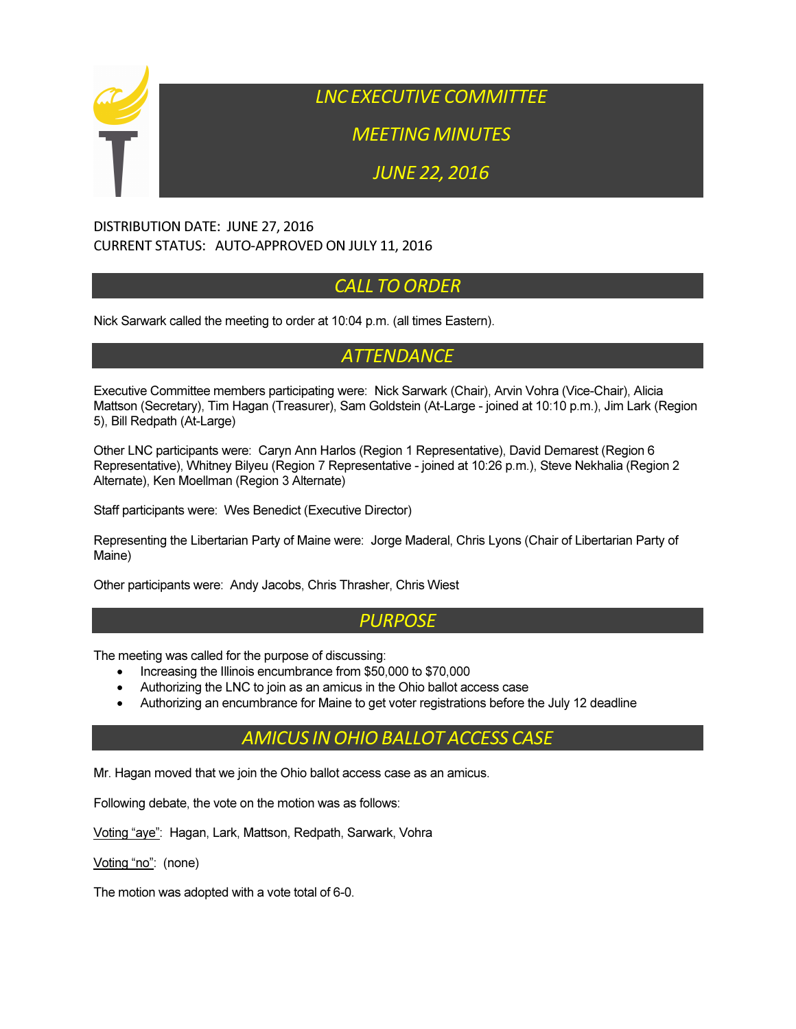# LNC EXECUTIVE COMMITTEE

# MEETING MINUTES

# JUNE 22, 2016

DISTRIBUTION DATE: JUNE 27, 2016
CURRENT STATUS: AUTO-APPROVED ON JULY 11, 2016

## CALL TO ORDER

Nick Sarwark called the meeting to order at 10:04 p.m. (all times Eastern).

## ATTENDANCE

Executive Committee members participating were: Nick Sarwark (Chair), Arvin Vohra (Vice-Chair), Alicia Mattson (Secretary), Tim Hagan (Treasurer), Sam Goldstein (At-Large - joined at 10:10 p.m.), Jim Lark (Region 5), Bill Redpath (At-Large)

Other LNC participants were: Caryn Ann Harlos (Region 1 Representative), David Demarest (Region 6 Representative), Whitney Bilyeu (Region 7 Representative - joined at 10:26 p.m.), Steve Nekhalia (Region 2 Alternate), Ken Moellman (Region 3 Alternate)

Staff participants were: Wes Benedict (Executive Director)

Representing the Libertarian Party of Maine were: Jorge Maderal, Chris Lyons (Chair of Libertarian Party of Maine)

Other participants were: Andy Jacobs, Chris Thrasher, Chris Wiest

## PURPOSE

The meeting was called for the purpose of discussing:

- Increasing the Illinois encumbrance from $50,000 to $70,000
- Authorizing the LNC to join as an amicus in the Ohio ballot access case
- Authorizing an encumbrance for Maine to get voter registrations before the July 12 deadline

## AMICUS IN OHIO BALLOT ACCESS CASE

Mr. Hagan moved that we join the Ohio ballot access case as an amicus.

Following debate, the vote on the motion was as follows:

Voting "aye": Hagan, Lark, Mattson, Redpath, Sarwark, Vohra

Voting "no": (none)

The motion was adopted with a vote total of 6-0.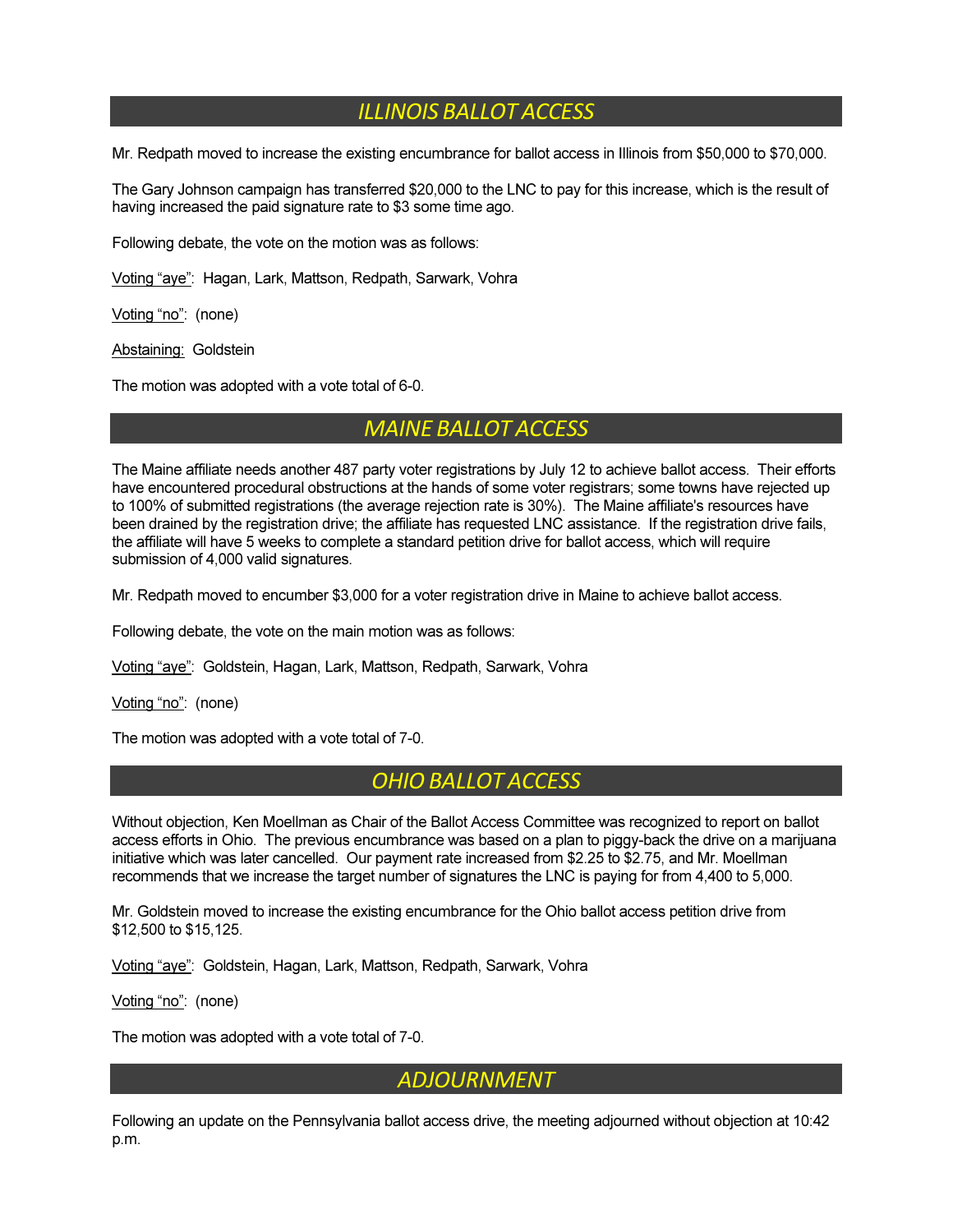## *ILLINOIS BALLOT ACCESS*

Mr. Redpath moved to increase the existing encumbrance for ballot access in Illinois from $50,000 to $70,000.

The Gary Johnson campaign has transferred $20,000 to the LNC to pay for this increase, which is the result of having increased the paid signature rate to $3 some time ago.

Following debate, the vote on the motion was as follows:

Voting “aye”: Hagan, Lark, Mattson, Redpath, Sarwark, Vohra

Voting “no”: (none)

Abstaining: Goldstein

The motion was adopted with a vote total of 6-0.

## *MAINE BALLOT ACCESS*

The Maine affiliate needs another 487 party voter registrations by July 12 to achieve ballot access. Their efforts have encountered procedural obstructions at the hands of some voter registrars; some towns have rejected up to 100% of submitted registrations (the average rejection rate is 30%). The Maine affiliate's resources have been drained by the registration drive; the affiliate has requested LNC assistance. If the registration drive fails, the affiliate will have 5 weeks to complete a standard petition drive for ballot access, which will require submission of 4,000 valid signatures.

Mr. Redpath moved to encumber $3,000 for a voter registration drive in Maine to achieve ballot access.

Following debate, the vote on the main motion was as follows:

Voting “aye”: Goldstein, Hagan, Lark, Mattson, Redpath, Sarwark, Vohra

Voting “no”: (none)

The motion was adopted with a vote total of 7-0.

## *OHIO BALLOT ACCESS*

Without objection, Ken Moellman as Chair of the Ballot Access Committee was recognized to report on ballot access efforts in Ohio. The previous encumbrance was based on a plan to piggy-back the drive on a marijuana initiative which was later cancelled. Our payment rate increased from $2.25 to $2.75, and Mr. Moellman recommends that we increase the target number of signatures the LNC is paying for from 4,400 to 5,000.

Mr. Goldstein moved to increase the existing encumbrance for the Ohio ballot access petition drive from $12,500 to $15,125.

Voting “aye”: Goldstein, Hagan, Lark, Mattson, Redpath, Sarwark, Vohra

Voting “no”: (none)

The motion was adopted with a vote total of 7-0.

## *ADJOURNMENT*

Following an update on the Pennsylvania ballot access drive, the meeting adjourned without objection at 10:42 p.m.